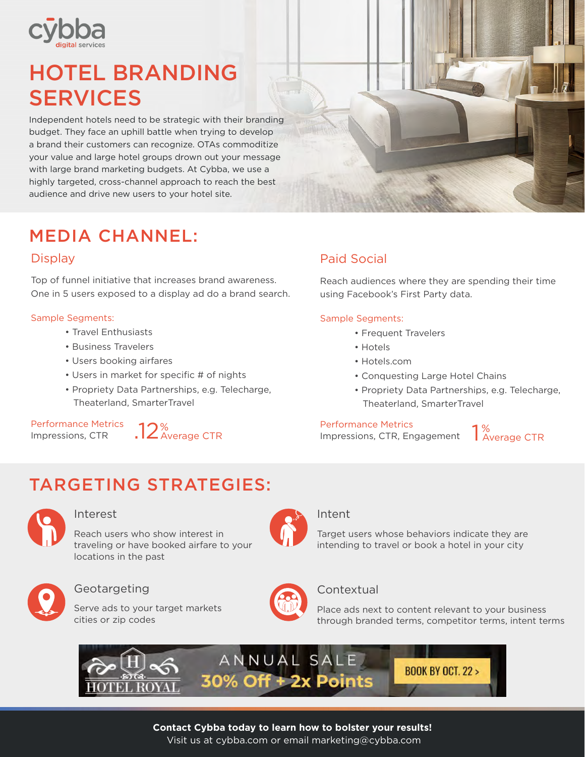cybba
digital services

# HOTEL BRANDING SERVICES

Independent hotels need to be strategic with their branding budget. They face an uphill battle when trying to develop a brand their customers can recognize. OTAs commoditize your value and large hotel groups drown out your message with large brand marketing budgets. At Cybba, we use a highly targeted, cross-channel approach to reach the best audience and drive new users to your hotel site.

## MEDIA CHANNEL:

### Display

Top of funnel initiative that increases brand awareness. One in 5 users exposed to a display ad do a brand search.

Sample Segments:

- Travel Enthusiasts
- Business Travelers
- Users booking airfares
- Users in market for specific # of nights
- Propriety Data Partnerships, e.g. Telecharge, Theaterland, SmarterTravel

Performance Metrics
Impressions, CTR

.12% Average CTR

### Paid Social

Reach audiences where they are spending their time using Facebook's First Party data.

Sample Segments:

- Frequent Travelers
- Hotels
- Hotels.com
- Conquesting Large Hotel Chains
- Propriety Data Partnerships, e.g. Telecharge, Theaterland, SmarterTravel

Performance Metrics
Impressions, CTR, Engagement

1% Average CTR

## TARGETING STRATEGIES:

### Interest

Reach users who show interest in traveling or have booked airfare to your locations in the past

### Intent

Target users whose behaviors indicate they are intending to travel or book a hotel in your city

### Geotargeting

Serve ads to your target markets cities or zip codes

### Contextual

Place ads next to content relevant to your business through branded terms, competitor terms, intent terms

HOTEL ROYAL — ANNUAL SALE 30% Off + 2x Points — BOOK BY OCT. 22 >

**Contact Cybba today to learn how to bolster your results!**
Visit us at cybba.com or email marketing@cybba.com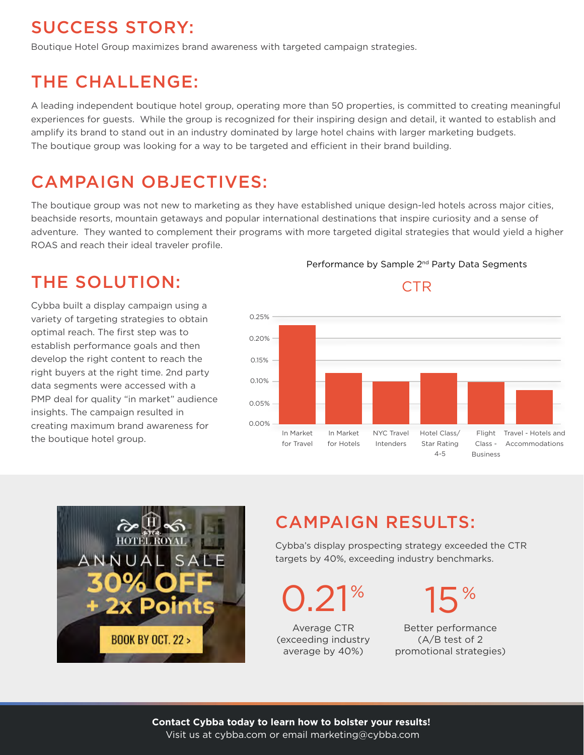# SUCCESS STORY:

Boutique Hotel Group maximizes brand awareness with targeted campaign strategies.

## THE CHALLENGE:

A leading independent boutique hotel group, operating more than 50 properties, is committed to creating meaningful experiences for guests. While the group is recognized for their inspiring design and detail, it wanted to establish and amplify its brand to stand out in an industry dominated by large hotel chains with larger marketing budgets. The boutique group was looking for a way to be targeted and efficient in their brand building.

## CAMPAIGN OBJECTIVES:

The boutique group was not new to marketing as they have established unique design-led hotels across major cities, beachside resorts, mountain getaways and popular international destinations that inspire curiosity and a sense of adventure. They wanted to complement their programs with more targeted digital strategies that would yield a higher ROAS and reach their ideal traveler profile.

## THE SOLUTION:

Cybba built a display campaign using a variety of targeting strategies to obtain optimal reach. The first step was to establish performance goals and then develop the right content to reach the right buyers at the right time. 2nd party data segments were accessed with a PMP deal for quality "in market" audience insights. The campaign resulted in creating maximum brand awareness for the boutique hotel group.

Performance by Sample 2nd Party Data Segments

CTR

0.25%
0.20%
0.15%
0.10%
0.05%
0.00%

In Market for Travel
In Market for Hotels
NYC Travel Intenders
Hotel Class/ Star Rating 4-5
Flight Class - Business
Travel - Hotels and Accommodations

HOTEL ROYAL
ANNUAL SALE
30% OFF
+ 2x Points
BOOK BY OCT. 22 >

## CAMPAIGN RESULTS:

Cybba's display prospecting strategy exceeded the CTR targets by 40%, exceeding industry benchmarks.

**0.21%**
Average CTR (exceeding industry average by 40%)

**15%**
Better performance (A/B test of 2 promotional strategies)

**Contact Cybba today to learn how to bolster your results!**
Visit us at cybba.com or email marketing@cybba.com